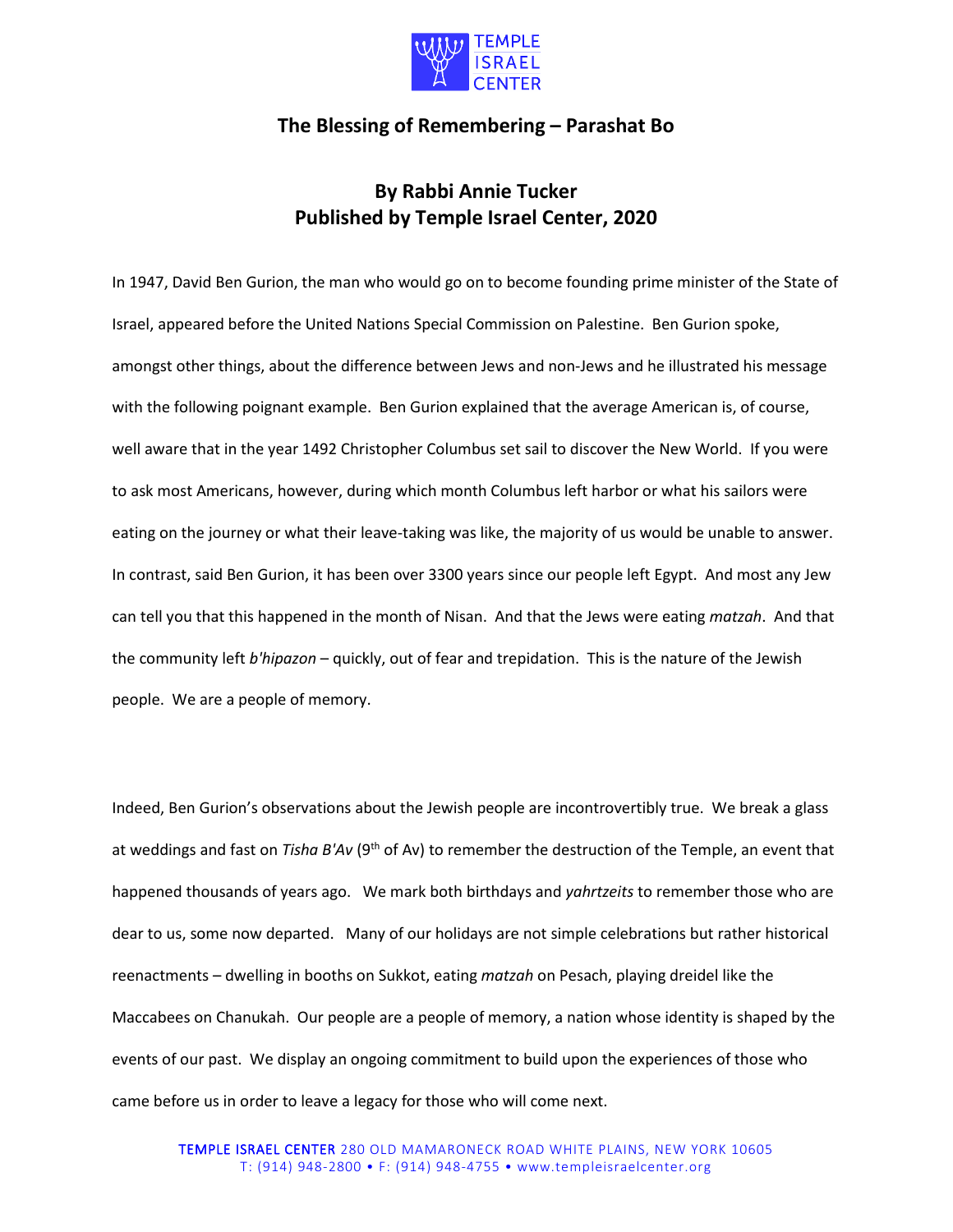# The Blessing of Remembering – Parashat Bo

## By Rabbi Annie Tucker
## Published by Temple Israel Center, 2020

In 1947, David Ben Gurion, the man who would go on to become founding prime minister of the State of Israel, appeared before the United Nations Special Commission on Palestine. Ben Gurion spoke, amongst other things, about the difference between Jews and non-Jews and he illustrated his message with the following poignant example. Ben Gurion explained that the average American is, of course, well aware that in the year 1492 Christopher Columbus set sail to discover the New World. If you were to ask most Americans, however, during which month Columbus left harbor or what his sailors were eating on the journey or what their leave-taking was like, the majority of us would be unable to answer. In contrast, said Ben Gurion, it has been over 3300 years since our people left Egypt. And most any Jew can tell you that this happened in the month of Nisan. And that the Jews were eating *matzah*. And that the community left *b'hipazon* – quickly, out of fear and trepidation. This is the nature of the Jewish people. We are a people of memory.

Indeed, Ben Gurion's observations about the Jewish people are incontrovertibly true. We break a glass at weddings and fast on *Tisha B'Av* (9th of Av) to remember the destruction of the Temple, an event that happened thousands of years ago. We mark both birthdays and *yahrtzeits* to remember those who are dear to us, some now departed. Many of our holidays are not simple celebrations but rather historical reenactments – dwelling in booths on Sukkot, eating *matzah* on Pesach, playing dreidel like the Maccabees on Chanukah. Our people are a people of memory, a nation whose identity is shaped by the events of our past. We display an ongoing commitment to build upon the experiences of those who came before us in order to leave a legacy for those who will come next.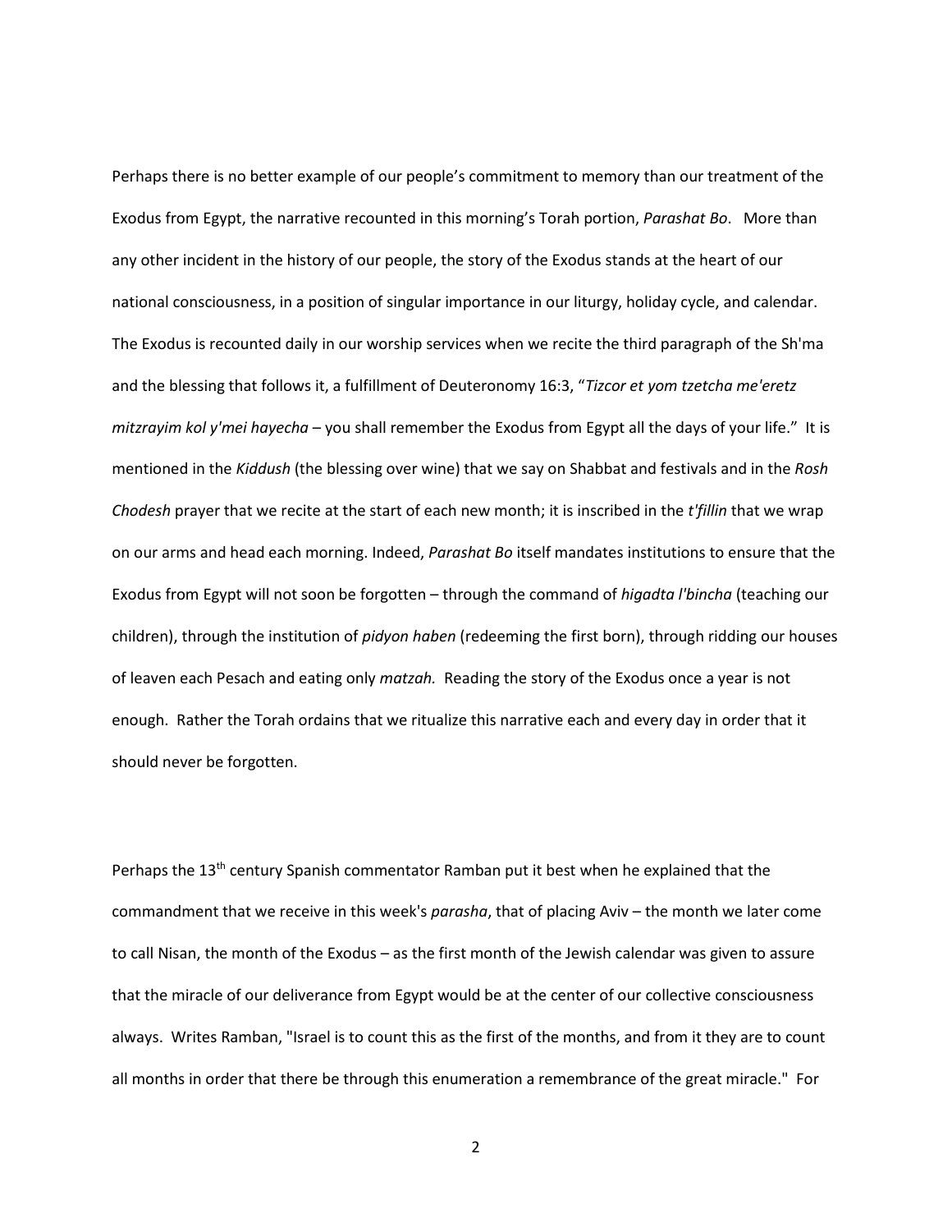Perhaps there is no better example of our people's commitment to memory than our treatment of the Exodus from Egypt, the narrative recounted in this morning's Torah portion, *Parashat Bo*. More than any other incident in the history of our people, the story of the Exodus stands at the heart of our national consciousness, in a position of singular importance in our liturgy, holiday cycle, and calendar. The Exodus is recounted daily in our worship services when we recite the third paragraph of the Sh'ma and the blessing that follows it, a fulfillment of Deuteronomy 16:3, "*Tizcor et yom tzetcha me'eretz mitzrayim kol y'mei hayecha* – you shall remember the Exodus from Egypt all the days of your life." It is mentioned in the *Kiddush* (the blessing over wine) that we say on Shabbat and festivals and in the *Rosh Chodesh* prayer that we recite at the start of each new month; it is inscribed in the *t'fillin* that we wrap on our arms and head each morning. Indeed, *Parashat Bo* itself mandates institutions to ensure that the Exodus from Egypt will not soon be forgotten – through the command of *higadta l'bincha* (teaching our children), through the institution of *pidyon haben* (redeeming the first born), through ridding our houses of leaven each Pesach and eating only *matzah.* Reading the story of the Exodus once a year is not enough. Rather the Torah ordains that we ritualize this narrative each and every day in order that it should never be forgotten.

Perhaps the 13th century Spanish commentator Ramban put it best when he explained that the commandment that we receive in this week's *parasha*, that of placing Aviv – the month we later come to call Nisan, the month of the Exodus – as the first month of the Jewish calendar was given to assure that the miracle of our deliverance from Egypt would be at the center of our collective consciousness always. Writes Ramban, "Israel is to count this as the first of the months, and from it they are to count all months in order that there be through this enumeration a remembrance of the great miracle." For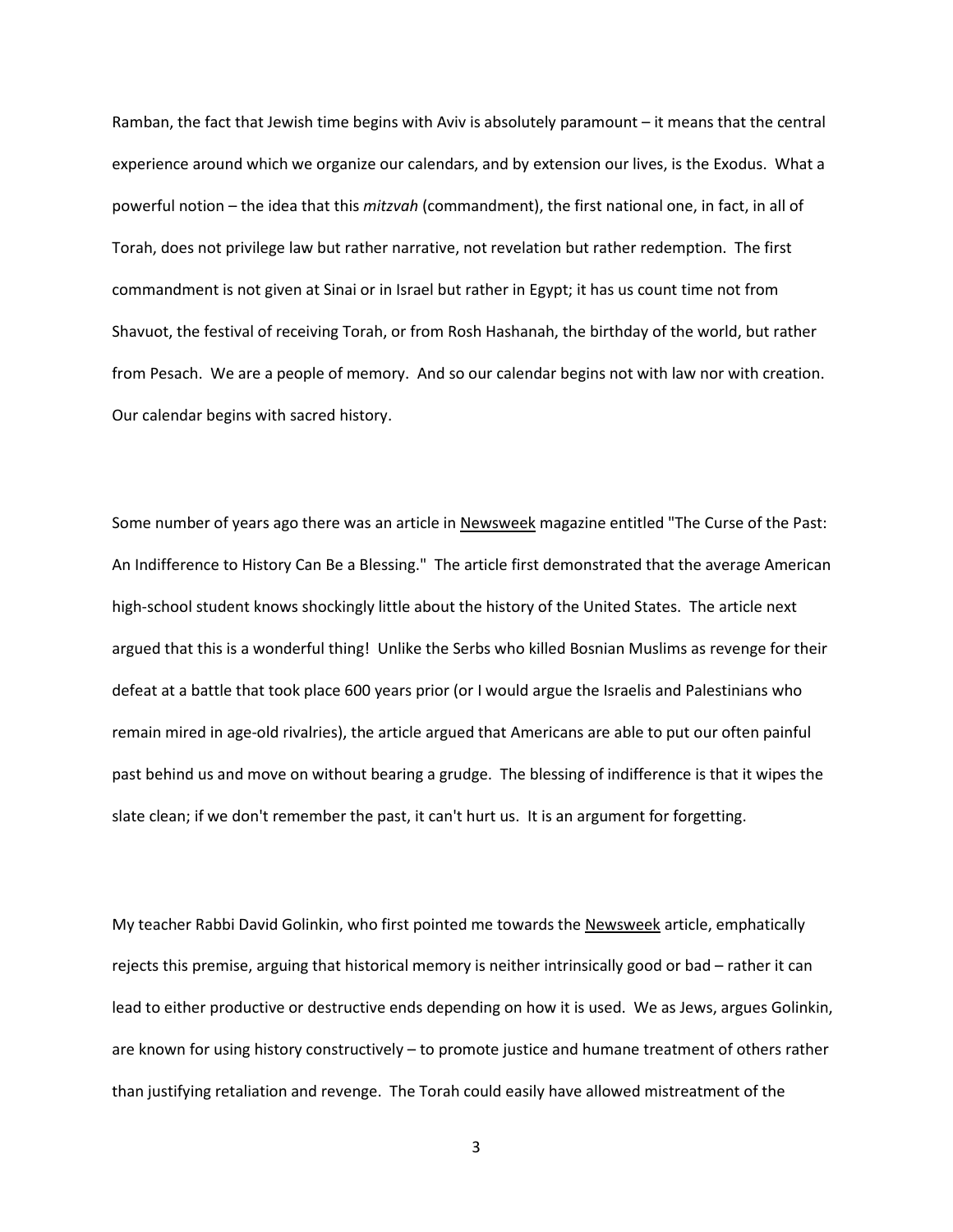Ramban, the fact that Jewish time begins with Aviv is absolutely paramount – it means that the central experience around which we organize our calendars, and by extension our lives, is the Exodus. What a powerful notion – the idea that this *mitzvah* (commandment), the first national one, in fact, in all of Torah, does not privilege law but rather narrative, not revelation but rather redemption. The first commandment is not given at Sinai or in Israel but rather in Egypt; it has us count time not from Shavuot, the festival of receiving Torah, or from Rosh Hashanah, the birthday of the world, but rather from Pesach. We are a people of memory. And so our calendar begins not with law nor with creation. Our calendar begins with sacred history.

Some number of years ago there was an article in Newsweek magazine entitled "The Curse of the Past: An Indifference to History Can Be a Blessing." The article first demonstrated that the average American high-school student knows shockingly little about the history of the United States. The article next argued that this is a wonderful thing! Unlike the Serbs who killed Bosnian Muslims as revenge for their defeat at a battle that took place 600 years prior (or I would argue the Israelis and Palestinians who remain mired in age-old rivalries), the article argued that Americans are able to put our often painful past behind us and move on without bearing a grudge. The blessing of indifference is that it wipes the slate clean; if we don't remember the past, it can't hurt us. It is an argument for forgetting.

My teacher Rabbi David Golinkin, who first pointed me towards the Newsweek article, emphatically rejects this premise, arguing that historical memory is neither intrinsically good or bad – rather it can lead to either productive or destructive ends depending on how it is used. We as Jews, argues Golinkin, are known for using history constructively – to promote justice and humane treatment of others rather than justifying retaliation and revenge. The Torah could easily have allowed mistreatment of the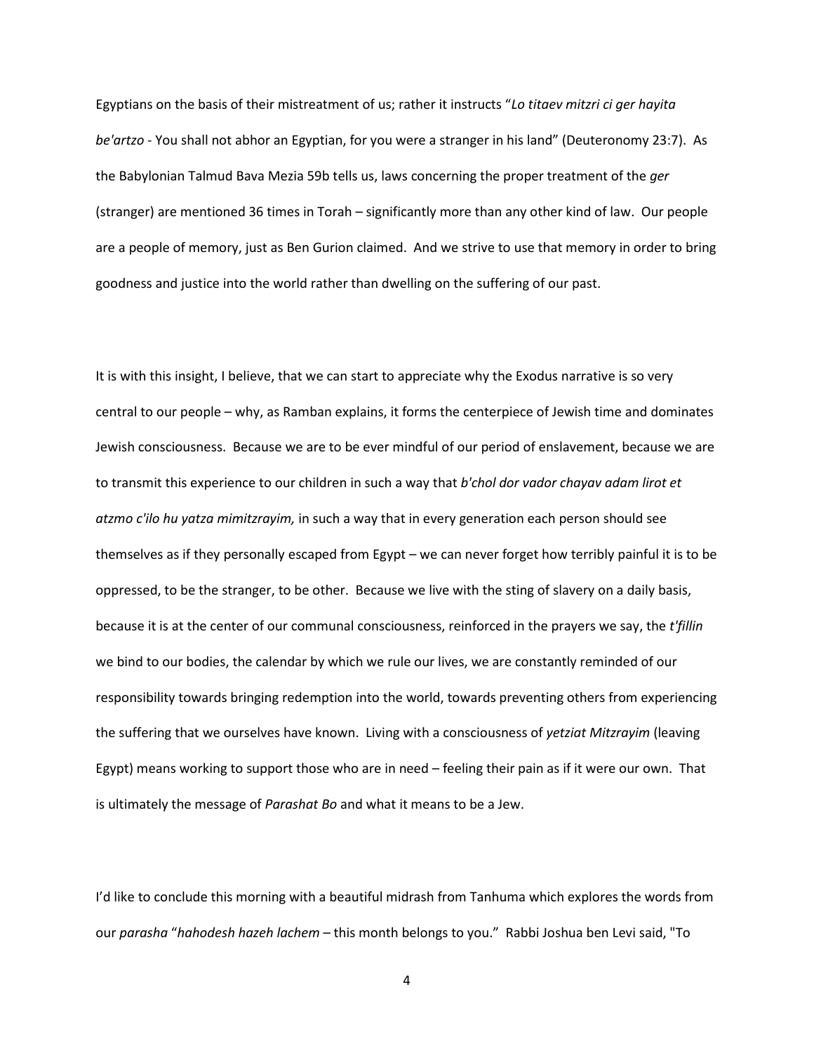Egyptians on the basis of their mistreatment of us; rather it instructs "*Lo titaev mitzri ci ger hayita be'artzo* - You shall not abhor an Egyptian, for you were a stranger in his land" (Deuteronomy 23:7). As the Babylonian Talmud Bava Mezia 59b tells us, laws concerning the proper treatment of the *ger* (stranger) are mentioned 36 times in Torah – significantly more than any other kind of law. Our people are a people of memory, just as Ben Gurion claimed. And we strive to use that memory in order to bring goodness and justice into the world rather than dwelling on the suffering of our past.

It is with this insight, I believe, that we can start to appreciate why the Exodus narrative is so very central to our people – why, as Ramban explains, it forms the centerpiece of Jewish time and dominates Jewish consciousness. Because we are to be ever mindful of our period of enslavement, because we are to transmit this experience to our children in such a way that *b'chol dor vador chayav adam lirot et atzmo c'ilo hu yatza mimitzrayim,* in such a way that in every generation each person should see themselves as if they personally escaped from Egypt – we can never forget how terribly painful it is to be oppressed, to be the stranger, to be other. Because we live with the sting of slavery on a daily basis, because it is at the center of our communal consciousness, reinforced in the prayers we say, the *t'fillin* we bind to our bodies, the calendar by which we rule our lives, we are constantly reminded of our responsibility towards bringing redemption into the world, towards preventing others from experiencing the suffering that we ourselves have known. Living with a consciousness of *yetziat Mitzrayim* (leaving Egypt) means working to support those who are in need – feeling their pain as if it were our own. That is ultimately the message of *Parashat Bo* and what it means to be a Jew.

I'd like to conclude this morning with a beautiful midrash from Tanhuma which explores the words from our *parasha* "*hahodesh hazeh lachem* – this month belongs to you." Rabbi Joshua ben Levi said, "To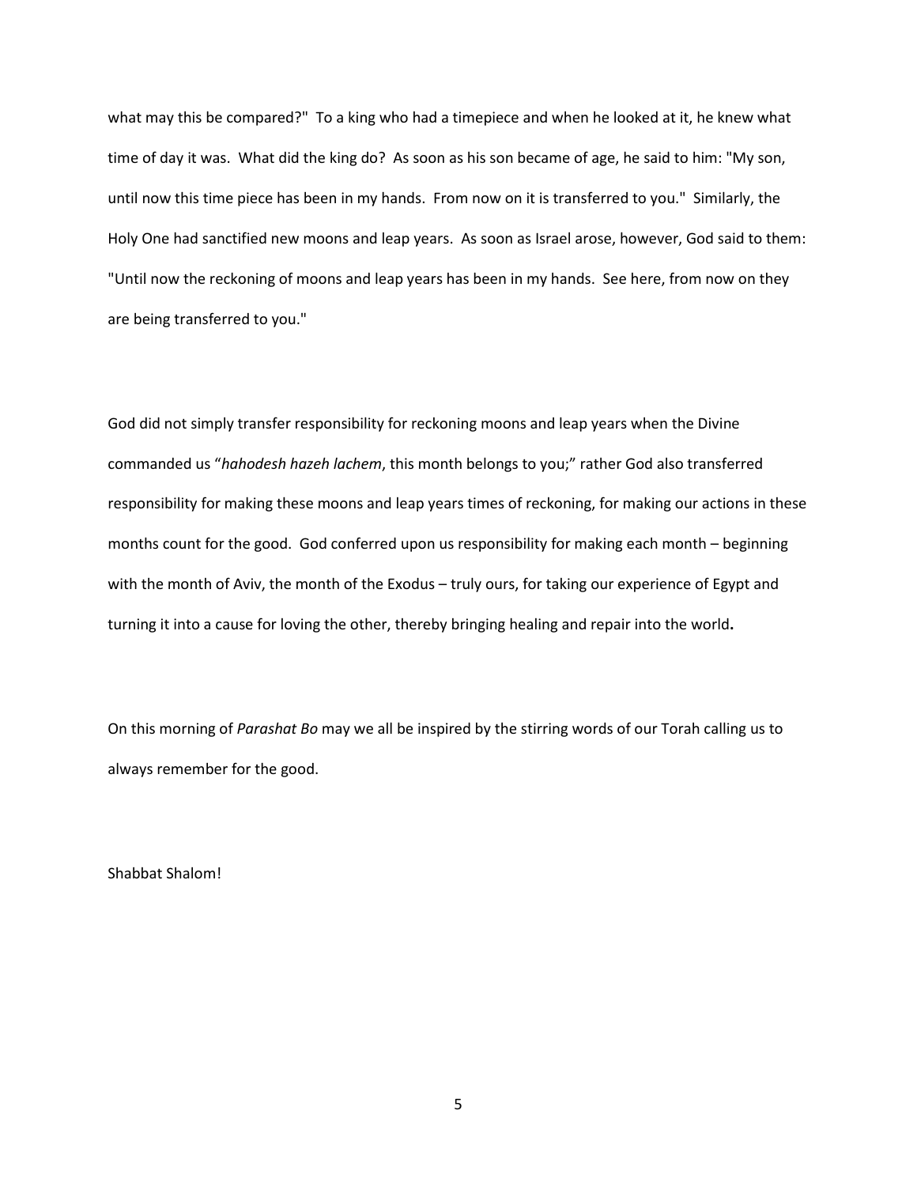what may this be compared?" To a king who had a timepiece and when he looked at it, he knew what time of day it was. What did the king do? As soon as his son became of age, he said to him: "My son, until now this time piece has been in my hands. From now on it is transferred to you." Similarly, the Holy One had sanctified new moons and leap years. As soon as Israel arose, however, God said to them: "Until now the reckoning of moons and leap years has been in my hands. See here, from now on they are being transferred to you."

God did not simply transfer responsibility for reckoning moons and leap years when the Divine commanded us "*hahodesh hazeh lachem*, this month belongs to you;" rather God also transferred responsibility for making these moons and leap years times of reckoning, for making our actions in these months count for the good. God conferred upon us responsibility for making each month – beginning with the month of Aviv, the month of the Exodus – truly ours, for taking our experience of Egypt and turning it into a cause for loving the other, thereby bringing healing and repair into the world**.**

On this morning of *Parashat Bo* may we all be inspired by the stirring words of our Torah calling us to always remember for the good.

Shabbat Shalom!